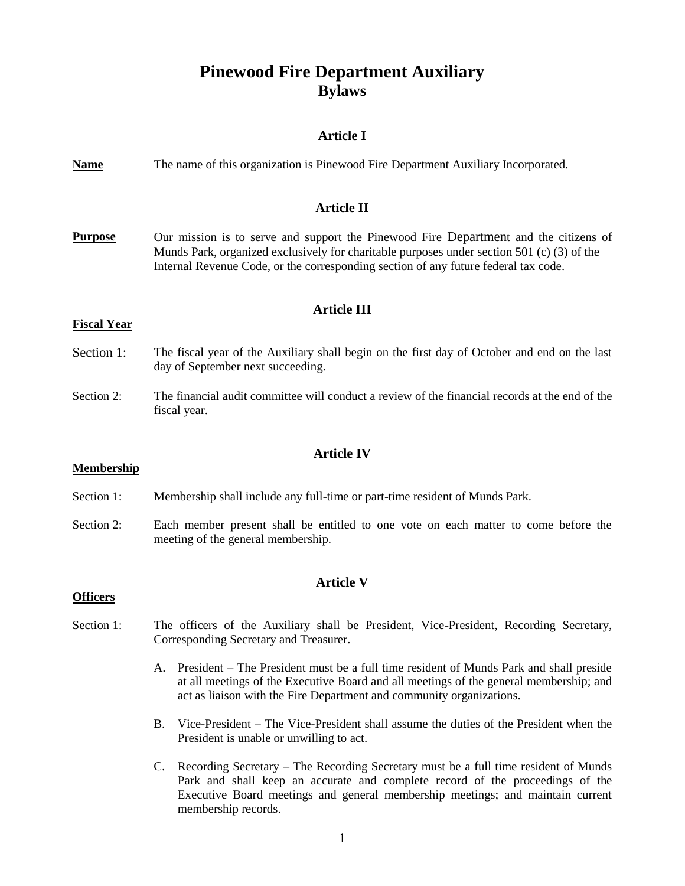# Pinewood Fire Department Auxiliary
## Bylaws

### Article I

**Name** The name of this organization is Pinewood Fire Department Auxiliary Incorporated.

### Article II

**Purpose** Our mission is to serve and support the Pinewood Fire Department and the citizens of Munds Park, organized exclusively for charitable purposes under section 501 (c) (3) of the Internal Revenue Code, or the corresponding section of any future federal tax code.

### Article III

**Fiscal Year**

Section 1: The fiscal year of the Auxiliary shall begin on the first day of October and end on the last day of September next succeeding.

Section 2: The financial audit committee will conduct a review of the financial records at the end of the fiscal year.

### Article IV

**Membership**

Section 1: Membership shall include any full-time or part-time resident of Munds Park.

Section 2: Each member present shall be entitled to one vote on each matter to come before the meeting of the general membership.

### Article V

**Officers**

Section 1: The officers of the Auxiliary shall be President, Vice-President, Recording Secretary, Corresponding Secretary and Treasurer.

A. President – The President must be a full time resident of Munds Park and shall preside at all meetings of the Executive Board and all meetings of the general membership; and act as liaison with the Fire Department and community organizations.

B. Vice-President – The Vice-President shall assume the duties of the President when the President is unable or unwilling to act.

C. Recording Secretary – The Recording Secretary must be a full time resident of Munds Park and shall keep an accurate and complete record of the proceedings of the Executive Board meetings and general membership meetings; and maintain current membership records.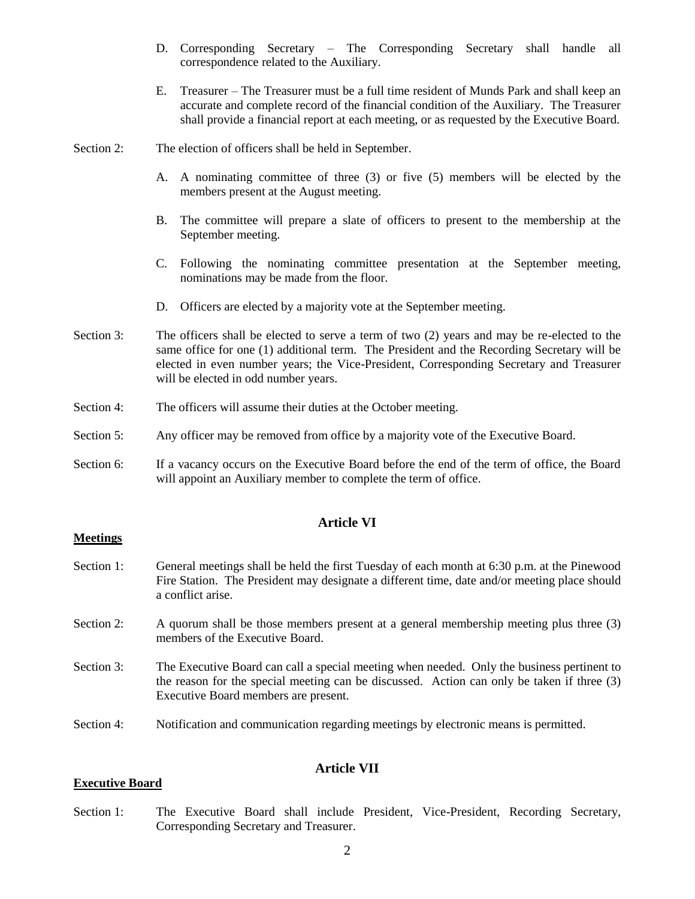D. Corresponding Secretary – The Corresponding Secretary shall handle all correspondence related to the Auxiliary.

E. Treasurer – The Treasurer must be a full time resident of Munds Park and shall keep an accurate and complete record of the financial condition of the Auxiliary. The Treasurer shall provide a financial report at each meeting, or as requested by the Executive Board.

Section 2: The election of officers shall be held in September.

A. A nominating committee of three (3) or five (5) members will be elected by the members present at the August meeting.

B. The committee will prepare a slate of officers to present to the membership at the September meeting.

C. Following the nominating committee presentation at the September meeting, nominations may be made from the floor.

D. Officers are elected by a majority vote at the September meeting.

Section 3: The officers shall be elected to serve a term of two (2) years and may be re-elected to the same office for one (1) additional term. The President and the Recording Secretary will be elected in even number years; the Vice-President, Corresponding Secretary and Treasurer will be elected in odd number years.

Section 4: The officers will assume their duties at the October meeting.

Section 5: Any officer may be removed from office by a majority vote of the Executive Board.

Section 6: If a vacancy occurs on the Executive Board before the end of the term of office, the Board will appoint an Auxiliary member to complete the term of office.

## Article VI

**Meetings**

Section 1: General meetings shall be held the first Tuesday of each month at 6:30 p.m. at the Pinewood Fire Station. The President may designate a different time, date and/or meeting place should a conflict arise.

Section 2: A quorum shall be those members present at a general membership meeting plus three (3) members of the Executive Board.

Section 3: The Executive Board can call a special meeting when needed. Only the business pertinent to the reason for the special meeting can be discussed. Action can only be taken if three (3) Executive Board members are present.

Section 4: Notification and communication regarding meetings by electronic means is permitted.

## Article VII

**Executive Board**

Section 1: The Executive Board shall include President, Vice-President, Recording Secretary, Corresponding Secretary and Treasurer.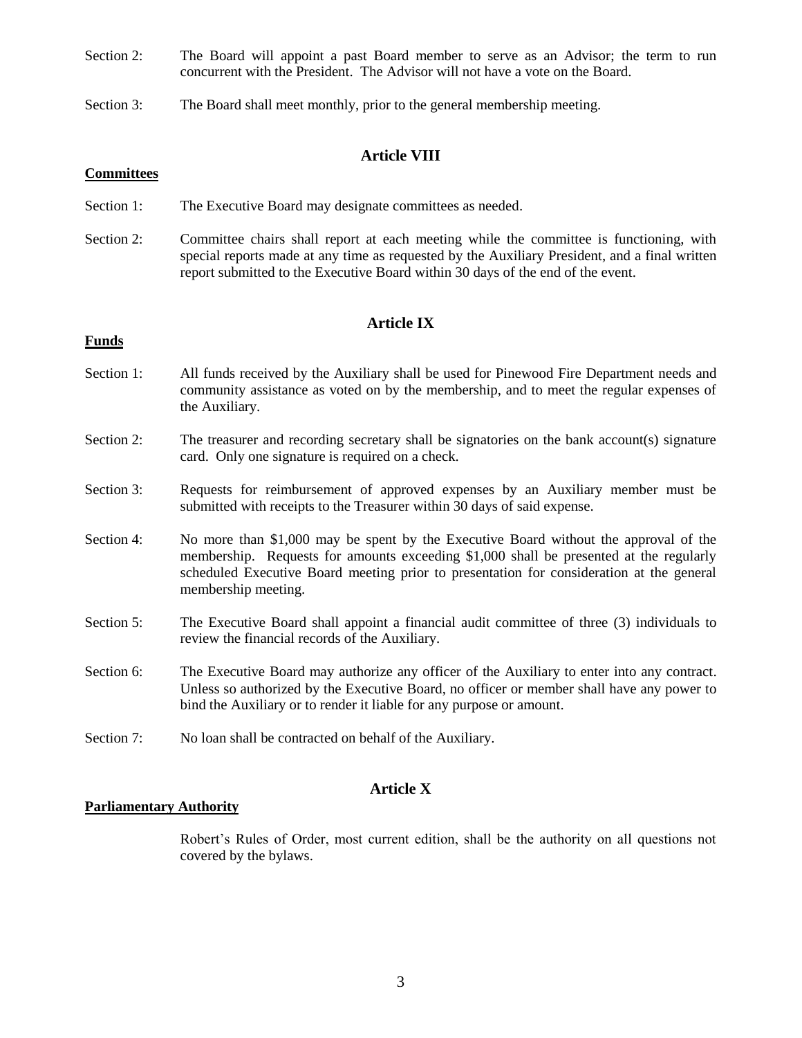Section 2: The Board will appoint a past Board member to serve as an Advisor; the term to run concurrent with the President. The Advisor will not have a vote on the Board.

Section 3: The Board shall meet monthly, prior to the general membership meeting.

## Article VIII

**Committees**

Section 1: The Executive Board may designate committees as needed.

Section 2: Committee chairs shall report at each meeting while the committee is functioning, with special reports made at any time as requested by the Auxiliary President, and a final written report submitted to the Executive Board within 30 days of the end of the event.

## Article IX

**Funds**

Section 1: All funds received by the Auxiliary shall be used for Pinewood Fire Department needs and community assistance as voted on by the membership, and to meet the regular expenses of the Auxiliary.

Section 2: The treasurer and recording secretary shall be signatories on the bank account(s) signature card. Only one signature is required on a check.

Section 3: Requests for reimbursement of approved expenses by an Auxiliary member must be submitted with receipts to the Treasurer within 30 days of said expense.

Section 4: No more than $1,000 may be spent by the Executive Board without the approval of the membership. Requests for amounts exceeding $1,000 shall be presented at the regularly scheduled Executive Board meeting prior to presentation for consideration at the general membership meeting.

Section 5: The Executive Board shall appoint a financial audit committee of three (3) individuals to review the financial records of the Auxiliary.

Section 6: The Executive Board may authorize any officer of the Auxiliary to enter into any contract. Unless so authorized by the Executive Board, no officer or member shall have any power to bind the Auxiliary or to render it liable for any purpose or amount.

Section 7: No loan shall be contracted on behalf of the Auxiliary.

## Article X

**Parliamentary Authority**

Robert's Rules of Order, most current edition, shall be the authority on all questions not covered by the bylaws.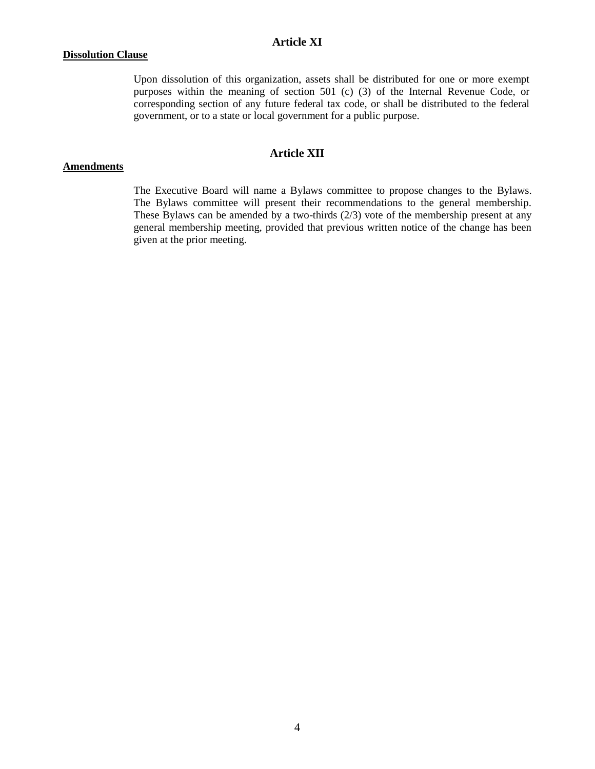## Article XI

**Dissolution Clause**

Upon dissolution of this organization, assets shall be distributed for one or more exempt purposes within the meaning of section 501 (c) (3) of the Internal Revenue Code, or corresponding section of any future federal tax code, or shall be distributed to the federal government, or to a state or local government for a public purpose.

## Article XII

**Amendments**

The Executive Board will name a Bylaws committee to propose changes to the Bylaws. The Bylaws committee will present their recommendations to the general membership. These Bylaws can be amended by a two-thirds (2/3) vote of the membership present at any general membership meeting, provided that previous written notice of the change has been given at the prior meeting.